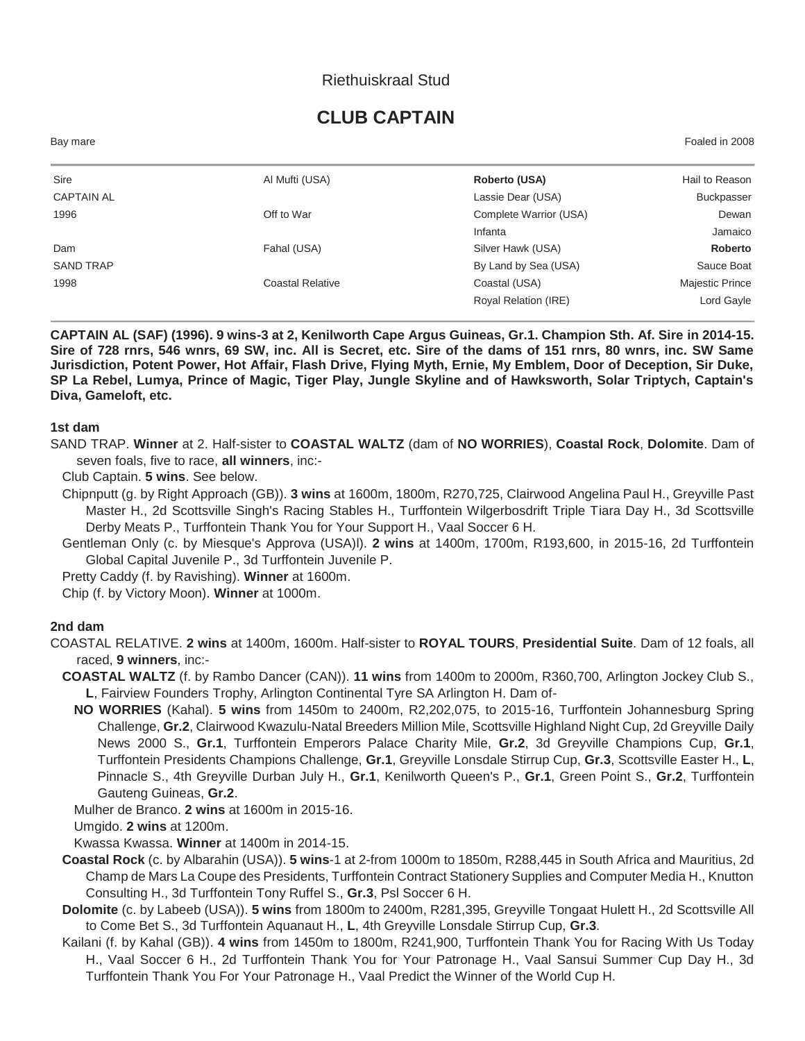Riethuiskraal Stud

# CLUB CAPTAIN

Bay mare Foaled in 2008

| | | | |
|---|---|---|---|
| Sire | Al Mufti (USA) | **Roberto (USA)** | Hail to Reason |
| CAPTAIN AL | | Lassie Dear (USA) | Buckpasser |
| 1996 | Off to War | Complete Warrior (USA) | Dewan |
| | | Infanta | Jamaico |
| Dam | Fahal (USA) | Silver Hawk (USA) | **Roberto** |
| SAND TRAP | | By Land by Sea (USA) | Sauce Boat |
| 1998 | Coastal Relative | Coastal (USA) | Majestic Prince |
| | | Royal Relation (IRE) | Lord Gayle |

**CAPTAIN AL (SAF) (1996). 9 wins-3 at 2, Kenilworth Cape Argus Guineas, Gr.1. Champion Sth. Af. Sire in 2014-15. Sire of 728 rnrs, 546 wnrs, 69 SW, inc. All is Secret, etc. Sire of the dams of 151 rnrs, 80 wnrs, inc. SW Same Jurisdiction, Potent Power, Hot Affair, Flash Drive, Flying Myth, Ernie, My Emblem, Door of Deception, Sir Duke, SP La Rebel, Lumya, Prince of Magic, Tiger Play, Jungle Skyline and of Hawksworth, Solar Triptych, Captain's Diva, Gameloft, etc.**

### 1st dam

SAND TRAP. **Winner** at 2. Half-sister to **COASTAL WALTZ** (dam of **NO WORRIES**), **Coastal Rock**, **Dolomite**. Dam of seven foals, five to race, **all winners**, inc:-

Club Captain. **5 wins**. See below.

Chipnputt (g. by Right Approach (GB)). **3 wins** at 1600m, 1800m, R270,725, Clairwood Angelina Paul H., Greyville Past Master H., 2d Scottsville Singh's Racing Stables H., Turffontein Wilgerbosdrift Triple Tiara Day H., 3d Scottsville Derby Meats P., Turffontein Thank You for Your Support H., Vaal Soccer 6 H.

Gentleman Only (c. by Miesque's Approva (USA)l). **2 wins** at 1400m, 1700m, R193,600, in 2015-16, 2d Turffontein Global Capital Juvenile P., 3d Turffontein Juvenile P.

Pretty Caddy (f. by Ravishing). **Winner** at 1600m.

Chip (f. by Victory Moon). **Winner** at 1000m.

### 2nd dam

COASTAL RELATIVE. **2 wins** at 1400m, 1600m. Half-sister to **ROYAL TOURS**, **Presidential Suite**. Dam of 12 foals, all raced, **9 winners**, inc:-

**COASTAL WALTZ** (f. by Rambo Dancer (CAN)). **11 wins** from 1400m to 2000m, R360,700, Arlington Jockey Club S., **L**, Fairview Founders Trophy, Arlington Continental Tyre SA Arlington H. Dam of-

**NO WORRIES** (Kahal). **5 wins** from 1450m to 2400m, R2,202,075, to 2015-16, Turffontein Johannesburg Spring Challenge, **Gr.2**, Clairwood Kwazulu-Natal Breeders Million Mile, Scottsville Highland Night Cup, 2d Greyville Daily News 2000 S., **Gr.1**, Turffontein Emperors Palace Charity Mile, **Gr.2**, 3d Greyville Champions Cup, **Gr.1**, Turffontein Presidents Champions Challenge, **Gr.1**, Greyville Lonsdale Stirrup Cup, **Gr.3**, Scottsville Easter H., **L**, Pinnacle S., 4th Greyville Durban July H., **Gr.1**, Kenilworth Queen's P., **Gr.1**, Green Point S., **Gr.2**, Turffontein Gauteng Guineas, **Gr.2**.

Mulher de Branco. **2 wins** at 1600m in 2015-16.

Umgido. **2 wins** at 1200m.

Kwassa Kwassa. **Winner** at 1400m in 2014-15.

**Coastal Rock** (c. by Albarahin (USA)). **5 wins**-1 at 2-from 1000m to 1850m, R288,445 in South Africa and Mauritius, 2d Champ de Mars La Coupe des Presidents, Turffontein Contract Stationery Supplies and Computer Media H., Knutton Consulting H., 3d Turffontein Tony Ruffel S., **Gr.3**, Psl Soccer 6 H.

**Dolomite** (c. by Labeeb (USA)). **5 wins** from 1800m to 2400m, R281,395, Greyville Tongaat Hulett H., 2d Scottsville All to Come Bet S., 3d Turffontein Aquanaut H., **L**, 4th Greyville Lonsdale Stirrup Cup, **Gr.3**.

Kailani (f. by Kahal (GB)). **4 wins** from 1450m to 1800m, R241,900, Turffontein Thank You for Racing With Us Today H., Vaal Soccer 6 H., 2d Turffontein Thank You for Your Patronage H., Vaal Sansui Summer Cup Day H., 3d Turffontein Thank You For Your Patronage H., Vaal Predict the Winner of the World Cup H.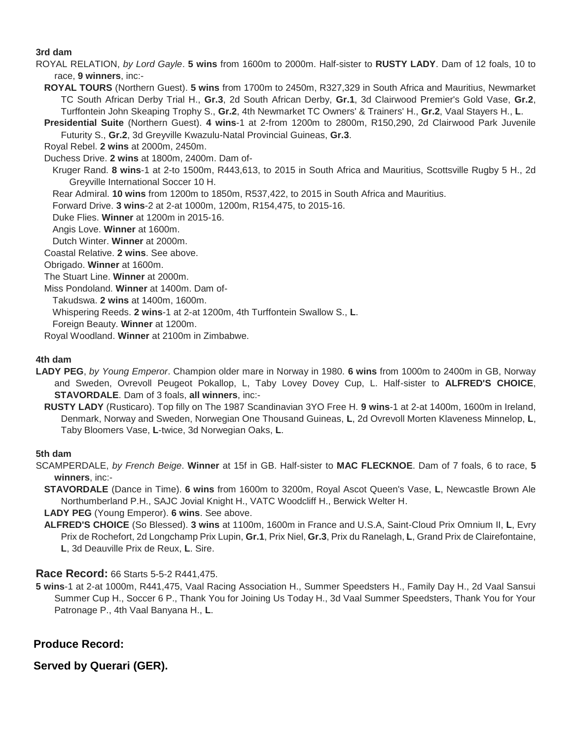### 3rd dam

ROYAL RELATION, *by Lord Gayle*. **5 wins** from 1600m to 2000m. Half-sister to **RUSTY LADY**. Dam of 12 foals, 10 to race, **9 winners**, inc:-

**ROYAL TOURS** (Northern Guest). **5 wins** from 1700m to 2450m, R327,329 in South Africa and Mauritius, Newmarket TC South African Derby Trial H., **Gr.3**, 2d South African Derby, **Gr.1**, 3d Clairwood Premier's Gold Vase, **Gr.2**, Turffontein John Skeaping Trophy S., **Gr.2**, 4th Newmarket TC Owners' & Trainers' H., **Gr.2**, Vaal Stayers H., **L**.

**Presidential Suite** (Northern Guest). **4 wins**-1 at 2-from 1200m to 2800m, R150,290, 2d Clairwood Park Juvenile Futurity S., **Gr.2**, 3d Greyville Kwazulu-Natal Provincial Guineas, **Gr.3**.

Royal Rebel. **2 wins** at 2000m, 2450m.

Duchess Drive. **2 wins** at 1800m, 2400m. Dam of-

Kruger Rand. **8 wins**-1 at 2-to 1500m, R443,613, to 2015 in South Africa and Mauritius, Scottsville Rugby 5 H., 2d Greyville International Soccer 10 H.

Rear Admiral. **10 wins** from 1200m to 1850m, R537,422, to 2015 in South Africa and Mauritius.

Forward Drive. **3 wins**-2 at 2-at 1000m, 1200m, R154,475, to 2015-16.

Duke Flies. **Winner** at 1200m in 2015-16.

Angis Love. **Winner** at 1600m.

Dutch Winter. **Winner** at 2000m.

Coastal Relative. **2 wins**. See above.

Obrigado. **Winner** at 1600m.

The Stuart Line. **Winner** at 2000m.

Miss Pondoland. **Winner** at 1400m. Dam of-

Takudswa. **2 wins** at 1400m, 1600m.

Whispering Reeds. **2 wins**-1 at 2-at 1200m, 4th Turffontein Swallow S., **L**.

Foreign Beauty. **Winner** at 1200m.

Royal Woodland. **Winner** at 2100m in Zimbabwe.

### 4th dam

**LADY PEG**, *by Young Emperor*. Champion older mare in Norway in 1980. **6 wins** from 1000m to 2400m in GB, Norway and Sweden, Ovrevoll Peugeot Pokallop, L, Taby Lovey Dovey Cup, L. Half-sister to **ALFRED'S CHOICE**, **STAVORDALE**. Dam of 3 foals, **all winners**, inc:-

**RUSTY LADY** (Rusticaro). Top filly on The 1987 Scandinavian 3YO Free H. **9 wins**-1 at 2-at 1400m, 1600m in Ireland, Denmark, Norway and Sweden, Norwegian One Thousand Guineas, **L**, 2d Ovrevoll Morten Klaveness Minnelop, **L**, Taby Bloomers Vase, **L**-twice, 3d Norwegian Oaks, **L**.

### 5th dam

SCAMPERDALE, *by French Beige*. **Winner** at 15f in GB. Half-sister to **MAC FLECKNOE**. Dam of 7 foals, 6 to race, **5 winners**, inc:-

**STAVORDALE** (Dance in Time). **6 wins** from 1600m to 3200m, Royal Ascot Queen's Vase, **L**, Newcastle Brown Ale Northumberland P.H., SAJC Jovial Knight H., VATC Woodcliff H., Berwick Welter H.

**LADY PEG** (Young Emperor). **6 wins**. See above.

**ALFRED'S CHOICE** (So Blessed). **3 wins** at 1100m, 1600m in France and U.S.A, Saint-Cloud Prix Omnium II, **L**, Evry Prix de Rochefort, 2d Longchamp Prix Lupin, **Gr.1**, Prix Niel, **Gr.3**, Prix du Ranelagh, **L**, Grand Prix de Clairefontaine, **L**, 3d Deauville Prix de Reux, **L**. Sire.

**Race Record:** 66 Starts 5-5-2 R441,475.

**5 wins**-1 at 2-at 1000m, R441,475, Vaal Racing Association H., Summer Speedsters H., Family Day H., 2d Vaal Sansui Summer Cup H., Soccer 6 P., Thank You for Joining Us Today H., 3d Vaal Summer Speedsters, Thank You for Your Patronage P., 4th Vaal Banyana H., **L**.

**Produce Record:**

**Served by Querari (GER).**